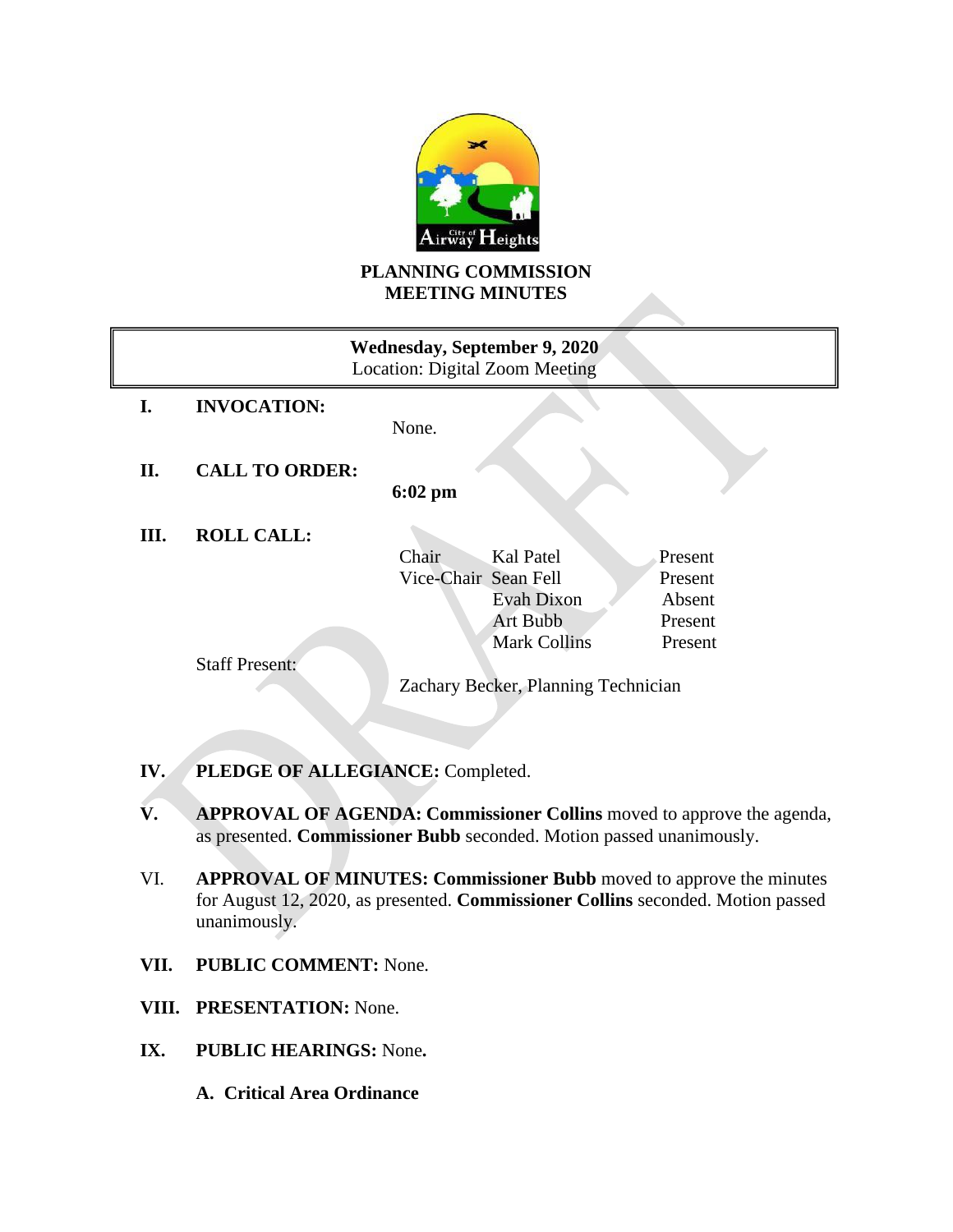# PLANNING COMMISSION MEETING MINUTES

**Wednesday, September 9, 2020**
Location: Digital Zoom Meeting

**I. INVOCATION:**

None.

**II. CALL TO ORDER:**

**6:02 pm**

**III. ROLL CALL:**

| | | |
|---|---|---|
| Chair | Kal Patel | Present |
| Vice-Chair | Sean Fell | Present |
| | Evah Dixon | Absent |
| | Art Bubb | Present |
| | Mark Collins | Present |

Staff Present:

Zachary Becker, Planning Technician

**IV. PLEDGE OF ALLEGIANCE:** Completed.

**V. APPROVAL OF AGENDA: Commissioner Collins** moved to approve the agenda, as presented. **Commissioner Bubb** seconded. Motion passed unanimously.

VI. **APPROVAL OF MINUTES: Commissioner Bubb** moved to approve the minutes for August 12, 2020, as presented. **Commissioner Collins** seconded. Motion passed unanimously.

**VII. PUBLIC COMMENT:** None.

**VIII. PRESENTATION:** None.

**IX. PUBLIC HEARINGS:** None**.**

**A. Critical Area Ordinance**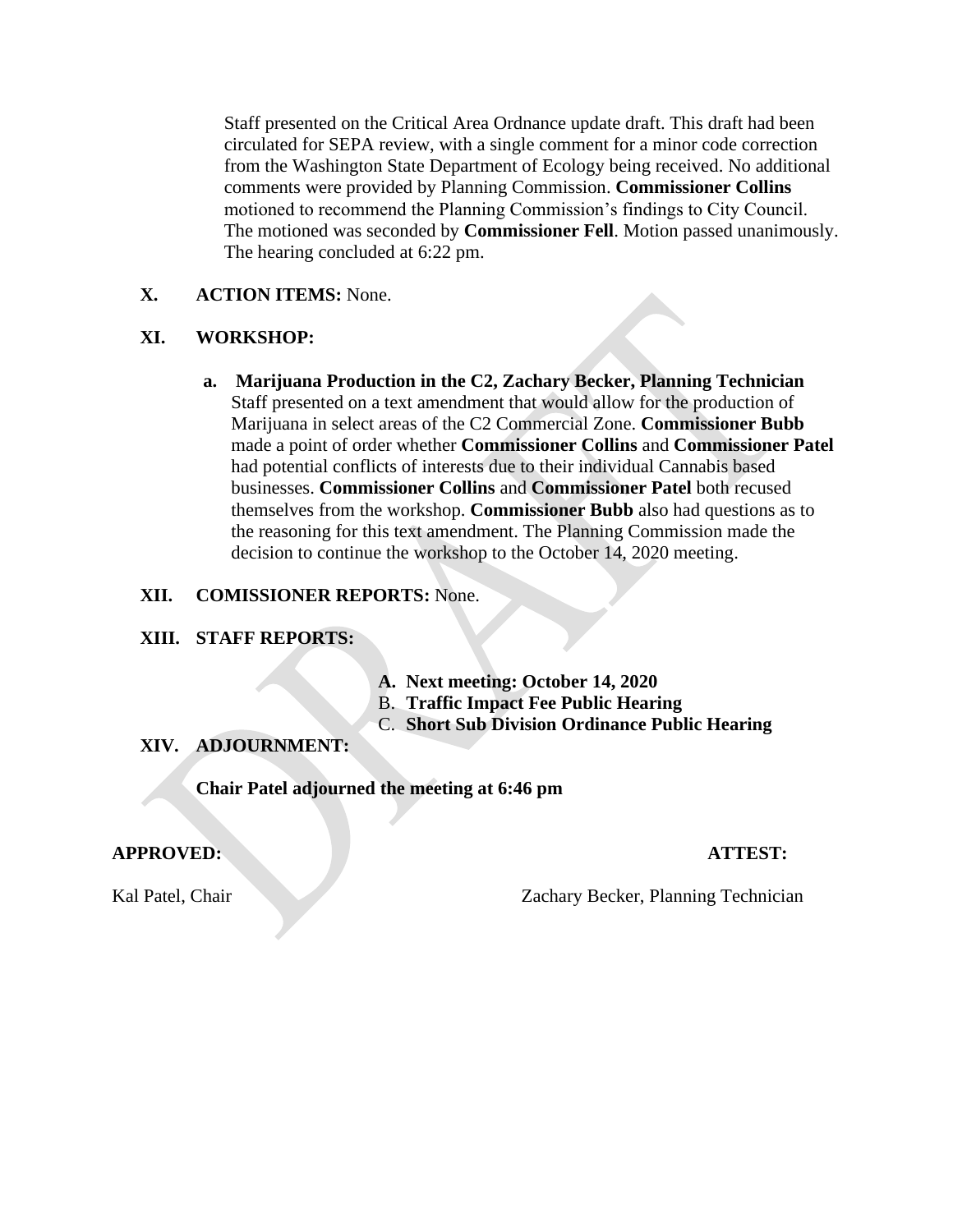Staff presented on the Critical Area Ordnance update draft. This draft had been circulated for SEPA review, with a single comment for a minor code correction from the Washington State Department of Ecology being received. No additional comments were provided by Planning Commission. **Commissioner Collins** motioned to recommend the Planning Commission's findings to City Council. The motioned was seconded by **Commissioner Fell**. Motion passed unanimously. The hearing concluded at 6:22 pm.

**X. ACTION ITEMS:** None.

**XI. WORKSHOP:**

**a. Marijuana Production in the C2, Zachary Becker, Planning Technician**
Staff presented on a text amendment that would allow for the production of Marijuana in select areas of the C2 Commercial Zone. **Commissioner Bubb** made a point of order whether **Commissioner Collins** and **Commissioner Patel** had potential conflicts of interests due to their individual Cannabis based businesses. **Commissioner Collins** and **Commissioner Patel** both recused themselves from the workshop. **Commissioner Bubb** also had questions as to the reasoning for this text amendment. The Planning Commission made the decision to continue the workshop to the October 14, 2020 meeting.

**XII. COMISSIONER REPORTS:** None.

**XIII. STAFF REPORTS:**

A. **Next meeting: October 14, 2020**
B. **Traffic Impact Fee Public Hearing**
C. **Short Sub Division Ordinance Public Hearing**

**XIV. ADJOURNMENT:**

**Chair Patel adjourned the meeting at 6:46 pm**

**APPROVED:** **ATTEST:**

Kal Patel, Chair Zachary Becker, Planning Technician